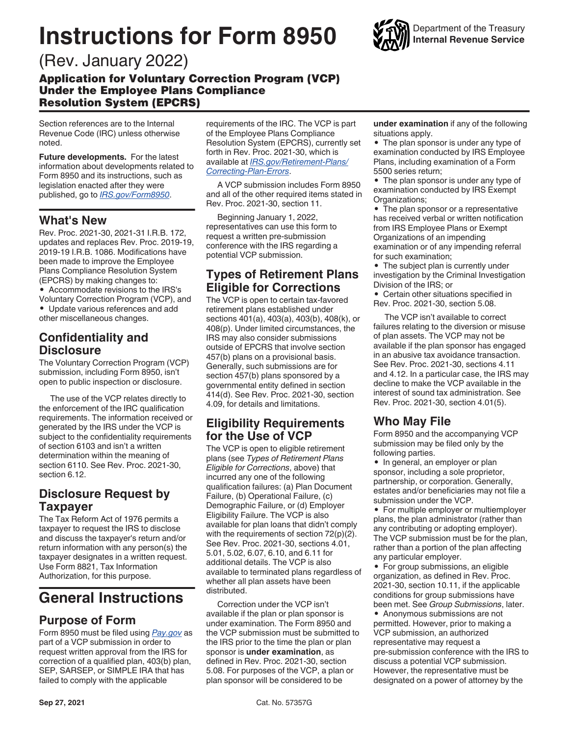# Instructions for Form 8950

(Rev. January 2022)

## Application for Voluntary Correction Program (VCP) Under the Employee Plans Compliance Resolution System (EPCRS)

Department of the Treasury
**Internal Revenue Service**

Section references are to the Internal Revenue Code (IRC) unless otherwise noted.

**Future developments.** For the latest information about developments related to Form 8950 and its instructions, such as legislation enacted after they were published, go to *IRS.gov/Form8950*.

## What's New

Rev. Proc. 2021-30, 2021-31 I.R.B. 172, updates and replaces Rev. Proc. 2019-19, 2019-19 I.R.B. 1086. Modifications have been made to improve the Employee Plans Compliance Resolution System (EPCRS) by making changes to:

- Accommodate revisions to the IRS's Voluntary Correction Program (VCP), and
- Update various references and add other miscellaneous changes.

## Confidentiality and Disclosure

The Voluntary Correction Program (VCP) submission, including Form 8950, isn't open to public inspection or disclosure.

The use of the VCP relates directly to the enforcement of the IRC qualification requirements. The information received or generated by the IRS under the VCP is subject to the confidentiality requirements of section 6103 and isn't a written determination within the meaning of section 6110. See Rev. Proc. 2021-30, section 6.12.

## Disclosure Request by Taxpayer

The Tax Reform Act of 1976 permits a taxpayer to request the IRS to disclose and discuss the taxpayer's return and/or return information with any person(s) the taxpayer designates in a written request. Use Form 8821, Tax Information Authorization, for this purpose.

# General Instructions

## Purpose of Form

Form 8950 must be filed using *Pay.gov* as part of a VCP submission in order to request written approval from the IRS for correction of a qualified plan, 403(b) plan, SEP, SARSEP, or SIMPLE IRA that has failed to comply with the applicable requirements of the IRC. The VCP is part of the Employee Plans Compliance Resolution System (EPCRS), currently set forth in Rev. Proc. 2021-30, which is available at *IRS.gov/Retirement-Plans/Correcting-Plan-Errors*.

A VCP submission includes Form 8950 and all of the other required items stated in Rev. Proc. 2021-30, section 11.

Beginning January 1, 2022, representatives can use this form to request a written pre-submission conference with the IRS regarding a potential VCP submission.

## Types of Retirement Plans Eligible for Corrections

The VCP is open to certain tax-favored retirement plans established under sections 401(a), 403(a), 403(b), 408(k), or 408(p). Under limited circumstances, the IRS may also consider submissions outside of EPCRS that involve section 457(b) plans on a provisional basis. Generally, such submissions are for section 457(b) plans sponsored by a governmental entity defined in section 414(d). See Rev. Proc. 2021-30, section 4.09, for details and limitations.

## Eligibility Requirements for the Use of VCP

The VCP is open to eligible retirement plans (see *Types of Retirement Plans Eligible for Corrections*, above) that incurred any one of the following qualification failures: (a) Plan Document Failure, (b) Operational Failure, (c) Demographic Failure, or (d) Employer Eligibility Failure. The VCP is also available for plan loans that didn't comply with the requirements of section 72(p)(2). See Rev. Proc. 2021-30, sections 4.01, 5.01, 5.02, 6.07, 6.10, and 6.11 for additional details. The VCP is also available to terminated plans regardless of whether all plan assets have been distributed.

Correction under the VCP isn't available if the plan or plan sponsor is under examination. The Form 8950 and the VCP submission must be submitted to the IRS prior to the time the plan or plan sponsor is **under examination**, as defined in Rev. Proc. 2021-30, section 5.08. For purposes of the VCP, a plan or plan sponsor will be considered to be **under examination** if any of the following situations apply.

- The plan sponsor is under any type of examination conducted by IRS Employee Plans, including examination of a Form 5500 series return;
- The plan sponsor is under any type of examination conducted by IRS Exempt Organizations;
- The plan sponsor or a representative has received verbal or written notification from IRS Employee Plans or Exempt Organizations of an impending examination or of any impending referral for such examination;
- The subject plan is currently under investigation by the Criminal Investigation Division of the IRS; or
- Certain other situations specified in Rev. Proc. 2021-30, section 5.08.

The VCP isn't available to correct failures relating to the diversion or misuse of plan assets. The VCP may not be available if the plan sponsor has engaged in an abusive tax avoidance transaction. See Rev. Proc. 2021-30, sections 4.11 and 4.12. In a particular case, the IRS may decline to make the VCP available in the interest of sound tax administration. See Rev. Proc. 2021-30, section 4.01(5).

## Who May File

Form 8950 and the accompanying VCP submission may be filed only by the following parties.

- In general, an employer or plan sponsor, including a sole proprietor, partnership, or corporation. Generally, estates and/or beneficiaries may not file a submission under the VCP.
- For multiple employer or multiemployer plans, the plan administrator (rather than any contributing or adopting employer). The VCP submission must be for the plan, rather than a portion of the plan affecting any particular employer.
- For group submissions, an eligible organization, as defined in Rev. Proc. 2021-30, section 10.11, if the applicable conditions for group submissions have been met. See *Group Submissions*, later.
- Anonymous submissions are not permitted. However, prior to making a VCP submission, an authorized representative may request a pre-submission conference with the IRS to discuss a potential VCP submission. However, the representative must be designated on a power of attorney by the

Sep 27, 2021 Cat. No. 57357G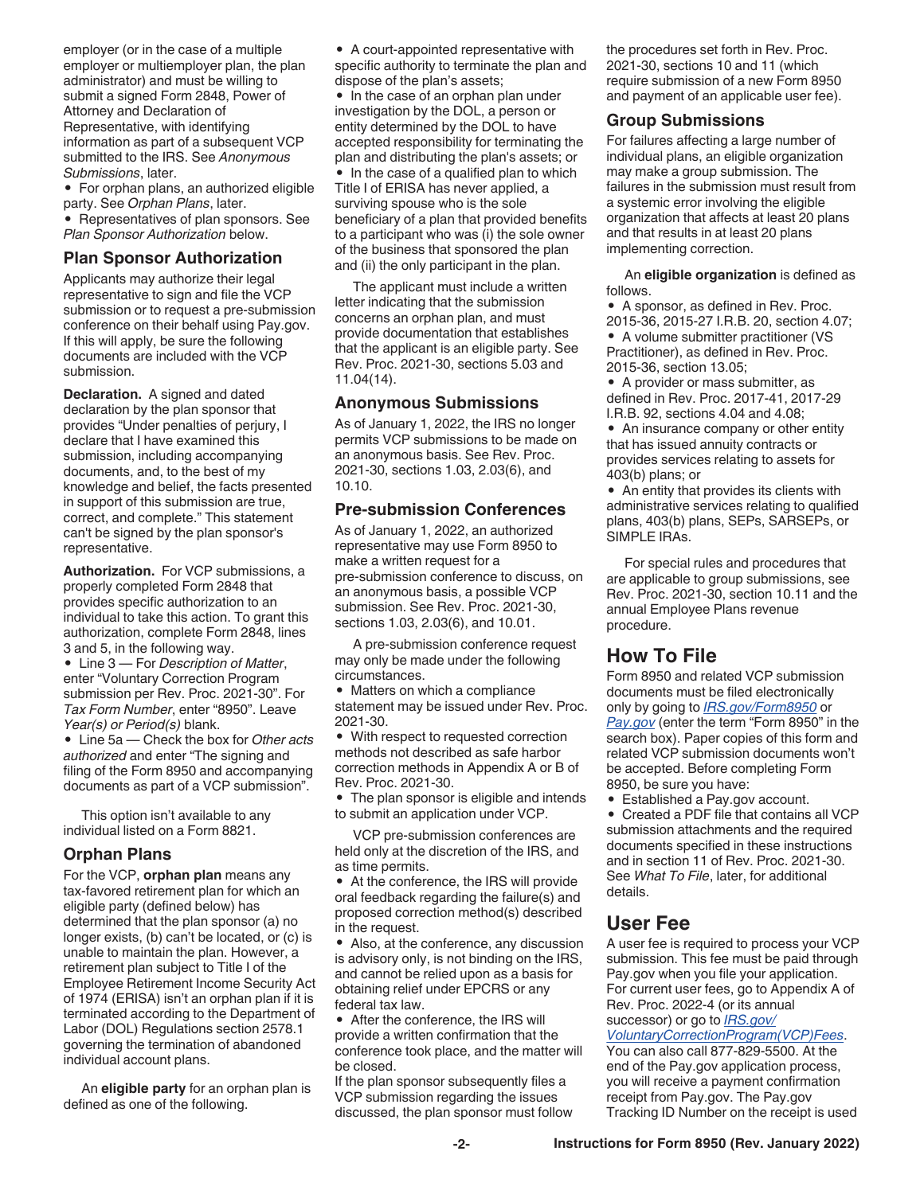employer (or in the case of a multiple employer or multiemployer plan, the plan administrator) and must be willing to submit a signed Form 2848, Power of Attorney and Declaration of Representative, with identifying information as part of a subsequent VCP submitted to the IRS. See *Anonymous Submissions*, later.

- For orphan plans, an authorized eligible party. See *Orphan Plans*, later.
- Representatives of plan sponsors. See *Plan Sponsor Authorization* below.

### Plan Sponsor Authorization

Applicants may authorize their legal representative to sign and file the VCP submission or to request a pre-submission conference on their behalf using Pay.gov. If this will apply, be sure the following documents are included with the VCP submission.

**Declaration.** A signed and dated declaration by the plan sponsor that provides "Under penalties of perjury, I declare that I have examined this submission, including accompanying documents, and, to the best of my knowledge and belief, the facts presented in support of this submission are true, correct, and complete." This statement can't be signed by the plan sponsor's representative.

**Authorization.** For VCP submissions, a properly completed Form 2848 that provides specific authorization to an individual to take this action. To grant this authorization, complete Form 2848, lines 3 and 5, in the following way.

- Line 3 — For *Description of Matter*, enter "Voluntary Correction Program submission per Rev. Proc. 2021-30". For *Tax Form Number*, enter "8950". Leave *Year(s) or Period(s)* blank.
- Line 5a — Check the box for *Other acts authorized* and enter "The signing and filing of the Form 8950 and accompanying documents as part of a VCP submission".

This option isn't available to any individual listed on a Form 8821.

### Orphan Plans

For the VCP, **orphan plan** means any tax-favored retirement plan for which an eligible party (defined below) has determined that the plan sponsor (a) no longer exists, (b) can't be located, or (c) is unable to maintain the plan. However, a retirement plan subject to Title I of the Employee Retirement Income Security Act of 1974 (ERISA) isn't an orphan plan if it is terminated according to the Department of Labor (DOL) Regulations section 2578.1 governing the termination of abandoned individual account plans.

An **eligible party** for an orphan plan is defined as one of the following.

- A court-appointed representative with specific authority to terminate the plan and dispose of the plan's assets;
- In the case of an orphan plan under investigation by the DOL, a person or entity determined by the DOL to have accepted responsibility for terminating the plan and distributing the plan's assets; or
- In the case of a qualified plan to which Title I of ERISA has never applied, a surviving spouse who is the sole beneficiary of a plan that provided benefits to a participant who was (i) the sole owner of the business that sponsored the plan and (ii) the only participant in the plan.

The applicant must include a written letter indicating that the submission concerns an orphan plan, and must provide documentation that establishes that the applicant is an eligible party. See Rev. Proc. 2021-30, sections 5.03 and 11.04(14).

### Anonymous Submissions

As of January 1, 2022, the IRS no longer permits VCP submissions to be made on an anonymous basis. See Rev. Proc. 2021-30, sections 1.03, 2.03(6), and 10.10.

### Pre-submission Conferences

As of January 1, 2022, an authorized representative may use Form 8950 to make a written request for a pre-submission conference to discuss, on an anonymous basis, a possible VCP submission. See Rev. Proc. 2021-30, sections 1.03, 2.03(6), and 10.01.

A pre-submission conference request may only be made under the following circumstances.

- Matters on which a compliance statement may be issued under Rev. Proc. 2021-30.
- With respect to requested correction methods not described as safe harbor correction methods in Appendix A or B of Rev. Proc. 2021-30.
- The plan sponsor is eligible and intends to submit an application under VCP.

VCP pre-submission conferences are held only at the discretion of the IRS, and as time permits.

- At the conference, the IRS will provide oral feedback regarding the failure(s) and proposed correction method(s) described in the request.
- Also, at the conference, any discussion is advisory only, is not binding on the IRS, and cannot be relied upon as a basis for obtaining relief under EPCRS or any federal tax law.
- After the conference, the IRS will provide a written confirmation that the conference took place, and the matter will be closed.

If the plan sponsor subsequently files a VCP submission regarding the issues discussed, the plan sponsor must follow the procedures set forth in Rev. Proc. 2021-30, sections 10 and 11 (which require submission of a new Form 8950 and payment of an applicable user fee).

### Group Submissions

For failures affecting a large number of individual plans, an eligible organization may make a group submission. The failures in the submission must result from a systemic error involving the eligible organization that affects at least 20 plans and that results in at least 20 plans implementing correction.

An **eligible organization** is defined as follows.

- A sponsor, as defined in Rev. Proc. 2015-36, 2015-27 I.R.B. 20, section 4.07;
- A volume submitter practitioner (VS Practitioner), as defined in Rev. Proc. 2015-36, section 13.05;
- A provider or mass submitter, as defined in Rev. Proc. 2017-41, 2017-29 I.R.B. 92, sections 4.04 and 4.08;
- An insurance company or other entity that has issued annuity contracts or provides services relating to assets for 403(b) plans; or
- An entity that provides its clients with administrative services relating to qualified plans, 403(b) plans, SEPs, SARSEPs, or SIMPLE IRAs.

For special rules and procedures that are applicable to group submissions, see Rev. Proc. 2021-30, section 10.11 and the annual Employee Plans revenue procedure.

## How To File

Form 8950 and related VCP submission documents must be filed electronically only by going to *IRS.gov/Form8950* or *Pay.gov* (enter the term "Form 8950" in the search box). Paper copies of this form and related VCP submission documents won't be accepted. Before completing Form 8950, be sure you have:

- Established a Pay.gov account.
- Created a PDF file that contains all VCP submission attachments and the required documents specified in these instructions and in section 11 of Rev. Proc. 2021-30.

See *What To File*, later, for additional details.

## User Fee

A user fee is required to process your VCP submission. This fee must be paid through Pay.gov when you file your application. For current user fees, go to Appendix A of Rev. Proc. 2022-4 (or its annual successor) or go to *IRS.gov/VoluntaryCorrectionProgram(VCP)Fees*. You can also call 877-829-5500. At the end of the Pay.gov application process, you will receive a payment confirmation receipt from Pay.gov. The Pay.gov Tracking ID Number on the receipt is used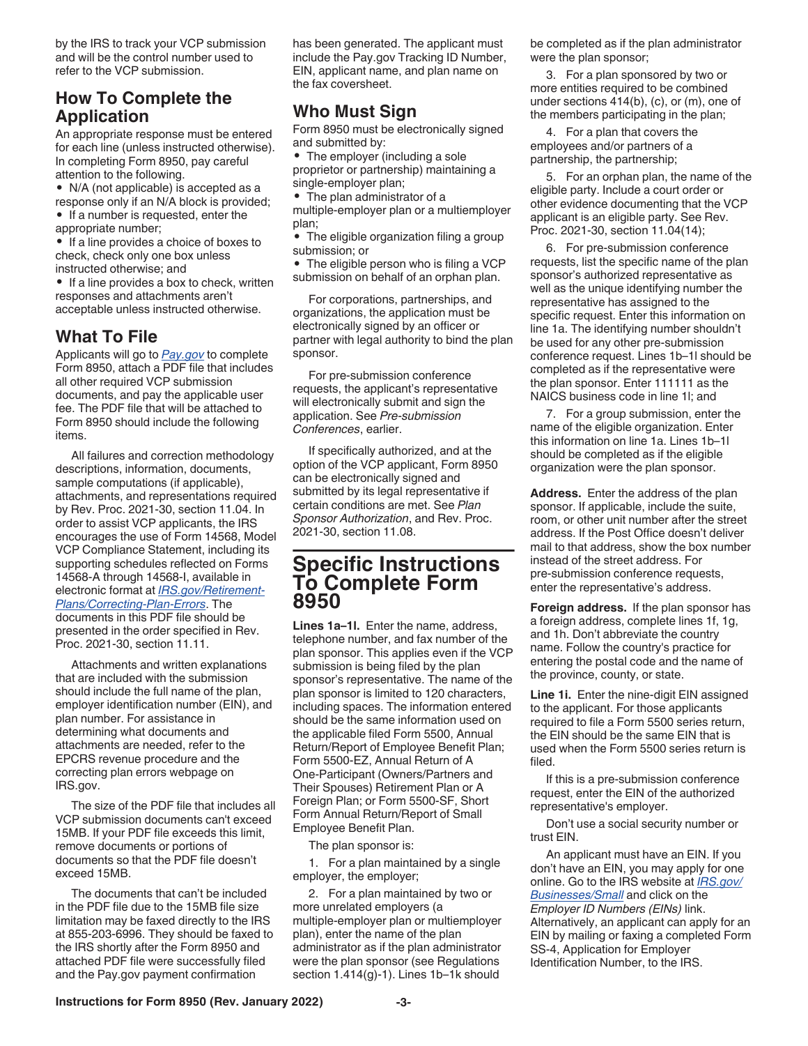by the IRS to track your VCP submission and will be the control number used to refer to the VCP submission.

## How To Complete the Application

An appropriate response must be entered for each line (unless instructed otherwise). In completing Form 8950, pay careful attention to the following.

- N/A (not applicable) is accepted as a response only if an N/A block is provided;
- If a number is requested, enter the appropriate number;
- If a line provides a choice of boxes to check, check only one box unless instructed otherwise; and
- If a line provides a box to check, written responses and attachments aren't acceptable unless instructed otherwise.

## What To File

Applicants will go to *Pay.gov* to complete Form 8950, attach a PDF file that includes all other required VCP submission documents, and pay the applicable user fee. The PDF file that will be attached to Form 8950 should include the following items.

All failures and correction methodology descriptions, information, documents, sample computations (if applicable), attachments, and representations required by Rev. Proc. 2021-30, section 11.04. In order to assist VCP applicants, the IRS encourages the use of Form 14568, Model VCP Compliance Statement, including its supporting schedules reflected on Forms 14568-A through 14568-I, available in electronic format at *IRS.gov/Retirement-Plans/Correcting-Plan-Errors*. The documents in this PDF file should be presented in the order specified in Rev. Proc. 2021-30, section 11.11.

Attachments and written explanations that are included with the submission should include the full name of the plan, employer identification number (EIN), and plan number. For assistance in determining what documents and attachments are needed, refer to the EPCRS revenue procedure and the correcting plan errors webpage on IRS.gov.

The size of the PDF file that includes all VCP submission documents can't exceed 15MB. If your PDF file exceeds this limit, remove documents or portions of documents so that the PDF file doesn't exceed 15MB.

The documents that can't be included in the PDF file due to the 15MB file size limitation may be faxed directly to the IRS at 855-203-6996. They should be faxed to the IRS shortly after the Form 8950 and attached PDF file were successfully filed and the Pay.gov payment confirmation has been generated. The applicant must include the Pay.gov Tracking ID Number, EIN, applicant name, and plan name on the fax coversheet.

## Who Must Sign

Form 8950 must be electronically signed and submitted by:

- The employer (including a sole proprietor or partnership) maintaining a single-employer plan;
- The plan administrator of a multiple-employer plan or a multiemployer plan;
- The eligible organization filing a group submission; or
- The eligible person who is filing a VCP submission on behalf of an orphan plan.

For corporations, partnerships, and organizations, the application must be electronically signed by an officer or partner with legal authority to bind the plan sponsor.

For pre-submission conference requests, the applicant's representative will electronically submit and sign the application. See *Pre-submission Conferences*, earlier.

If specifically authorized, and at the option of the VCP applicant, Form 8950 can be electronically signed and submitted by its legal representative if certain conditions are met. See *Plan Sponsor Authorization*, and Rev. Proc. 2021-30, section 11.08.

# Specific Instructions To Complete Form 8950

**Lines 1a–1l.** Enter the name, address, telephone number, and fax number of the plan sponsor. This applies even if the VCP submission is being filed by the plan sponsor's representative. The name of the plan sponsor is limited to 120 characters, including spaces. The information entered should be the same information used on the applicable filed Form 5500, Annual Return/Report of Employee Benefit Plan; Form 5500-EZ, Annual Return of A One-Participant (Owners/Partners and Their Spouses) Retirement Plan or A Foreign Plan; or Form 5500-SF, Short Form Annual Return/Report of Small Employee Benefit Plan.

The plan sponsor is:

1. For a plan maintained by a single employer, the employer;

2. For a plan maintained by two or more unrelated employers (a multiple-employer plan or multiemployer plan), enter the name of the plan administrator as if the plan administrator were the plan sponsor (see Regulations section 1.414(g)-1). Lines 1b–1k should be completed as if the plan administrator were the plan sponsor;

3. For a plan sponsored by two or more entities required to be combined under sections 414(b), (c), or (m), one of the members participating in the plan;

4. For a plan that covers the employees and/or partners of a partnership, the partnership;

5. For an orphan plan, the name of the eligible party. Include a court order or other evidence documenting that the VCP applicant is an eligible party. See Rev. Proc. 2021-30, section 11.04(14);

6. For pre-submission conference requests, list the specific name of the plan sponsor's authorized representative as well as the unique identifying number the representative has assigned to the specific request. Enter this information on line 1a. The identifying number shouldn't be used for any other pre-submission conference request. Lines 1b–1l should be completed as if the representative were the plan sponsor. Enter 111111 as the NAICS business code in line 1l; and

7. For a group submission, enter the name of the eligible organization. Enter this information on line 1a. Lines 1b–1l should be completed as if the eligible organization were the plan sponsor.

**Address.** Enter the address of the plan sponsor. If applicable, include the suite, room, or other unit number after the street address. If the Post Office doesn't deliver mail to that address, show the box number instead of the street address. For pre-submission conference requests, enter the representative's address.

**Foreign address.** If the plan sponsor has a foreign address, complete lines 1f, 1g, and 1h. Don't abbreviate the country name. Follow the country's practice for entering the postal code and the name of the province, county, or state.

**Line 1i.** Enter the nine-digit EIN assigned to the applicant. For those applicants required to file a Form 5500 series return, the EIN should be the same EIN that is used when the Form 5500 series return is filed.

If this is a pre-submission conference request, enter the EIN of the authorized representative's employer.

Don't use a social security number or trust EIN.

An applicant must have an EIN. If you don't have an EIN, you may apply for one online. Go to the IRS website at *IRS.gov/Businesses/Small* and click on the *Employer ID Numbers (EINs)* link. Alternatively, an applicant can apply for an EIN by mailing or faxing a completed Form SS-4, Application for Employer Identification Number, to the IRS.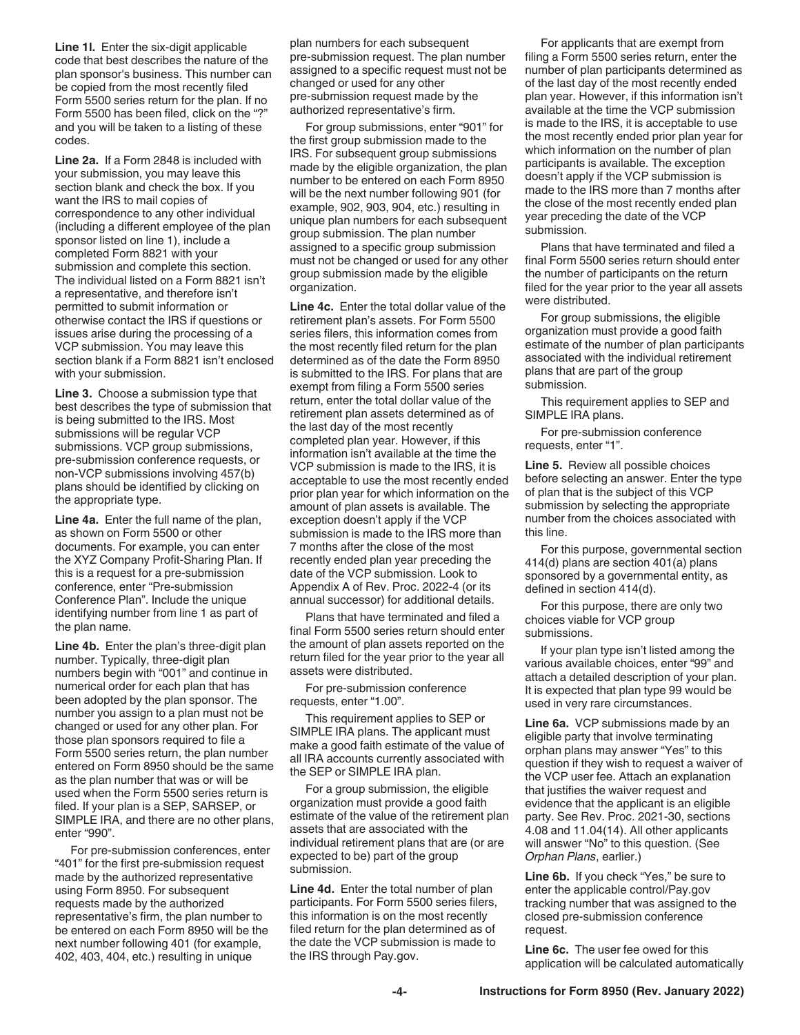**Line 1l.** Enter the six-digit applicable code that best describes the nature of the plan sponsor's business. This number can be copied from the most recently filed Form 5500 series return for the plan. If no Form 5500 has been filed, click on the "?" and you will be taken to a listing of these codes.

**Line 2a.** If a Form 2848 is included with your submission, you may leave this section blank and check the box. If you want the IRS to mail copies of correspondence to any other individual (including a different employee of the plan sponsor listed on line 1), include a completed Form 8821 with your submission and complete this section. The individual listed on a Form 8821 isn't a representative, and therefore isn't permitted to submit information or otherwise contact the IRS if questions or issues arise during the processing of a VCP submission. You may leave this section blank if a Form 8821 isn't enclosed with your submission.

**Line 3.** Choose a submission type that best describes the type of submission that is being submitted to the IRS. Most submissions will be regular VCP submissions. VCP group submissions, pre-submission conference requests, or non-VCP submissions involving 457(b) plans should be identified by clicking on the appropriate type.

**Line 4a.** Enter the full name of the plan, as shown on Form 5500 or other documents. For example, you can enter the XYZ Company Profit-Sharing Plan. If this is a request for a pre-submission conference, enter "Pre-submission Conference Plan". Include the unique identifying number from line 1 as part of the plan name.

**Line 4b.** Enter the plan's three-digit plan number. Typically, three-digit plan numbers begin with "001" and continue in numerical order for each plan that has been adopted by the plan sponsor. The number you assign to a plan must not be changed or used for any other plan. For those plan sponsors required to file a Form 5500 series return, the plan number entered on Form 8950 should be the same as the plan number that was or will be used when the Form 5500 series return is filed. If your plan is a SEP, SARSEP, or SIMPLE IRA, and there are no other plans, enter "990".

For pre-submission conferences, enter "401" for the first pre-submission request made by the authorized representative using Form 8950. For subsequent requests made by the authorized representative's firm, the plan number to be entered on each Form 8950 will be the next number following 401 (for example, 402, 403, 404, etc.) resulting in unique plan numbers for each subsequent pre-submission request. The plan number assigned to a specific request must not be changed or used for any other pre-submission request made by the authorized representative's firm.

For group submissions, enter "901" for the first group submission made to the IRS. For subsequent group submissions made by the eligible organization, the plan number to be entered on each Form 8950 will be the next number following 901 (for example, 902, 903, 904, etc.) resulting in unique plan numbers for each subsequent group submission. The plan number assigned to a specific group submission must not be changed or used for any other group submission made by the eligible organization.

**Line 4c.** Enter the total dollar value of the retirement plan's assets. For Form 5500 series filers, this information comes from the most recently filed return for the plan determined as of the date the Form 8950 is submitted to the IRS. For plans that are exempt from filing a Form 5500 series return, enter the total dollar value of the retirement plan assets determined as of the last day of the most recently completed plan year. However, if this information isn't available at the time the VCP submission is made to the IRS, it is acceptable to use the most recently ended prior plan year for which information on the amount of plan assets is available. The exception doesn't apply if the VCP submission is made to the IRS more than 7 months after the close of the most recently ended plan year preceding the date of the VCP submission. Look to Appendix A of Rev. Proc. 2022-4 (or its annual successor) for additional details.

Plans that have terminated and filed a final Form 5500 series return should enter the amount of plan assets reported on the return filed for the year prior to the year all assets were distributed.

For pre-submission conference requests, enter "1.00".

This requirement applies to SEP or SIMPLE IRA plans. The applicant must make a good faith estimate of the value of all IRA accounts currently associated with the SEP or SIMPLE IRA plan.

For a group submission, the eligible organization must provide a good faith estimate of the value of the retirement plan assets that are associated with the individual retirement plans that are (or are expected to be) part of the group submission.

**Line 4d.** Enter the total number of plan participants. For Form 5500 series filers, this information is on the most recently filed return for the plan determined as of the date the VCP submission is made to the IRS through Pay.gov.

For applicants that are exempt from filing a Form 5500 series return, enter the number of plan participants determined as of the last day of the most recently ended plan year. However, if this information isn't available at the time the VCP submission is made to the IRS, it is acceptable to use the most recently ended prior plan year for which information on the number of plan participants is available. The exception doesn't apply if the VCP submission is made to the IRS more than 7 months after the close of the most recently ended plan year preceding the date of the VCP submission.

Plans that have terminated and filed a final Form 5500 series return should enter the number of participants on the return filed for the year prior to the year all assets were distributed.

For group submissions, the eligible organization must provide a good faith estimate of the number of plan participants associated with the individual retirement plans that are part of the group submission.

This requirement applies to SEP and SIMPLE IRA plans.

For pre-submission conference requests, enter "1".

**Line 5.** Review all possible choices before selecting an answer. Enter the type of plan that is the subject of this VCP submission by selecting the appropriate number from the choices associated with this line.

For this purpose, governmental section 414(d) plans are section 401(a) plans sponsored by a governmental entity, as defined in section 414(d).

For this purpose, there are only two choices viable for VCP group submissions.

If your plan type isn't listed among the various available choices, enter "99" and attach a detailed description of your plan. It is expected that plan type 99 would be used in very rare circumstances.

**Line 6a.** VCP submissions made by an eligible party that involve terminating orphan plans may answer "Yes" to this question if they wish to request a waiver of the VCP user fee. Attach an explanation that justifies the waiver request and evidence that the applicant is an eligible party. See Rev. Proc. 2021-30, sections 4.08 and 11.04(14). All other applicants will answer "No" to this question. (See *Orphan Plans*, earlier.)

**Line 6b.** If you check "Yes," be sure to enter the applicable control/Pay.gov tracking number that was assigned to the closed pre-submission conference request.

**Line 6c.** The user fee owed for this application will be calculated automatically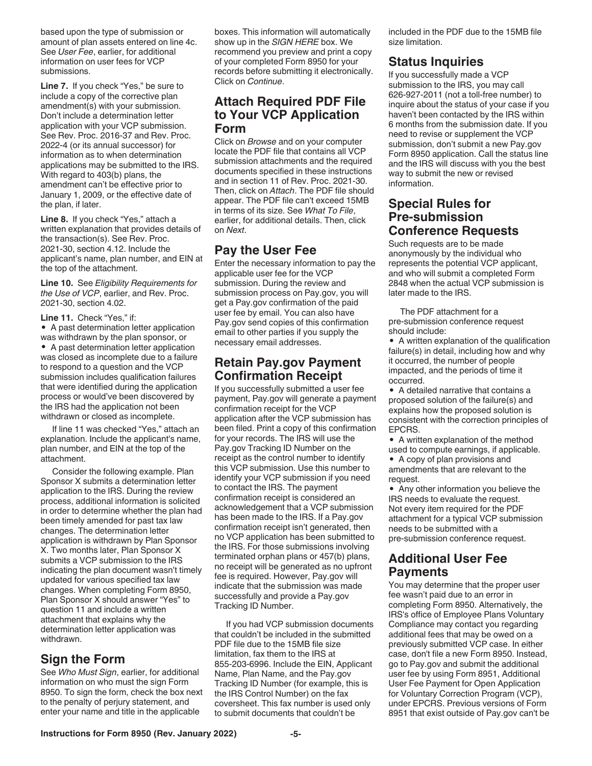based upon the type of submission or amount of plan assets entered on line 4c. See *User Fee*, earlier, for additional information on user fees for VCP submissions.

**Line 7.** If you check "Yes," be sure to include a copy of the corrective plan amendment(s) with your submission. Don't include a determination letter application with your VCP submission. See Rev. Proc. 2016-37 and Rev. Proc. 2022-4 (or its annual successor) for information as to when determination applications may be submitted to the IRS. With regard to 403(b) plans, the amendment can't be effective prior to January 1, 2009, or the effective date of the plan, if later.

**Line 8.** If you check "Yes," attach a written explanation that provides details of the transaction(s). See Rev. Proc. 2021-30, section 4.12. Include the applicant's name, plan number, and EIN at the top of the attachment.

**Line 10.** See *Eligibility Requirements for the Use of VCP*, earlier, and Rev. Proc. 2021-30, section 4.02.

**Line 11.** Check "Yes," if:

- A past determination letter application was withdrawn by the plan sponsor, or
- A past determination letter application was closed as incomplete due to a failure to respond to a question and the VCP submission includes qualification failures that were identified during the application process or would've been discovered by the IRS had the application not been withdrawn or closed as incomplete.

If line 11 was checked "Yes," attach an explanation. Include the applicant's name, plan number, and EIN at the top of the attachment.

Consider the following example. Plan Sponsor X submits a determination letter application to the IRS. During the review process, additional information is solicited in order to determine whether the plan had been timely amended for past tax law changes. The determination letter application is withdrawn by Plan Sponsor X. Two months later, Plan Sponsor X submits a VCP submission to the IRS indicating the plan document wasn't timely updated for various specified tax law changes. When completing Form 8950, Plan Sponsor X should answer "Yes" to question 11 and include a written attachment that explains why the determination letter application was withdrawn.

## Sign the Form

See *Who Must Sign*, earlier, for additional information on who must the sign Form 8950. To sign the form, check the box next to the penalty of perjury statement, and enter your name and title in the applicable boxes. This information will automatically show up in the *SIGN HERE* box. We recommend you preview and print a copy of your completed Form 8950 for your records before submitting it electronically. Click on *Continue*.

## Attach Required PDF File to Your VCP Application Form

Click on *Browse* and on your computer locate the PDF file that contains all VCP submission attachments and the required documents specified in these instructions and in section 11 of Rev. Proc. 2021-30. Then, click on *Attach*. The PDF file should appear. The PDF file can't exceed 15MB in terms of its size. See *What To File*, earlier, for additional details. Then, click on *Next*.

## Pay the User Fee

Enter the necessary information to pay the applicable user fee for the VCP submission. During the review and submission process on Pay.gov, you will get a Pay.gov confirmation of the paid user fee by email. You can also have Pay.gov send copies of this confirmation email to other parties if you supply the necessary email addresses.

## Retain Pay.gov Payment Confirmation Receipt

If you successfully submitted a user fee payment, Pay.gov will generate a payment confirmation receipt for the VCP application after the VCP submission has been filed. Print a copy of this confirmation for your records. The IRS will use the Pay.gov Tracking ID Number on the receipt as the control number to identify this VCP submission. Use this number to identify your VCP submission if you need to contact the IRS. The payment confirmation receipt is considered an acknowledgement that a VCP submission has been made to the IRS. If a Pay.gov confirmation receipt isn't generated, then no VCP application has been submitted to the IRS. For those submissions involving terminated orphan plans or 457(b) plans, no receipt will be generated as no upfront fee is required. However, Pay.gov will indicate that the submission was made successfully and provide a Pay.gov Tracking ID Number.

If you had VCP submission documents that couldn't be included in the submitted PDF file due to the 15MB file size limitation, fax them to the IRS at 855-203-6996. Include the EIN, Applicant Name, Plan Name, and the Pay.gov Tracking ID Number (for example, this is the IRS Control Number) on the fax coversheet. This fax number is used only to submit documents that couldn't be included in the PDF due to the 15MB file size limitation.

## Status Inquiries

If you successfully made a VCP submission to the IRS, you may call 626-927-2011 (not a toll-free number) to inquire about the status of your case if you haven't been contacted by the IRS within 6 months from the submission date. If you need to revise or supplement the VCP submission, don't submit a new Pay.gov Form 8950 application. Call the status line and the IRS will discuss with you the best way to submit the new or revised information.

## Special Rules for Pre-submission Conference Requests

Such requests are to be made anonymously by the individual who represents the potential VCP applicant, and who will submit a completed Form 2848 when the actual VCP submission is later made to the IRS.

The PDF attachment for a pre-submission conference request should include:

- A written explanation of the qualification failure(s) in detail, including how and why it occurred, the number of people impacted, and the periods of time it occurred.
- A detailed narrative that contains a proposed solution of the failure(s) and explains how the proposed solution is consistent with the correction principles of EPCRS.
- A written explanation of the method used to compute earnings, if applicable.
- A copy of plan provisions and amendments that are relevant to the request.
- Any other information you believe the IRS needs to evaluate the request.

Not every item required for the PDF attachment for a typical VCP submission needs to be submitted with a pre-submission conference request.

## Additional User Fee Payments

You may determine that the proper user fee wasn't paid due to an error in completing Form 8950. Alternatively, the IRS's office of Employee Plans Voluntary Compliance may contact you regarding additional fees that may be owed on a previously submitted VCP case. In either case, don't file a new Form 8950. Instead, go to Pay.gov and submit the additional user fee by using Form 8951, Additional User Fee Payment for Open Application for Voluntary Correction Program (VCP), under EPCRS. Previous versions of Form 8951 that exist outside of Pay.gov can't be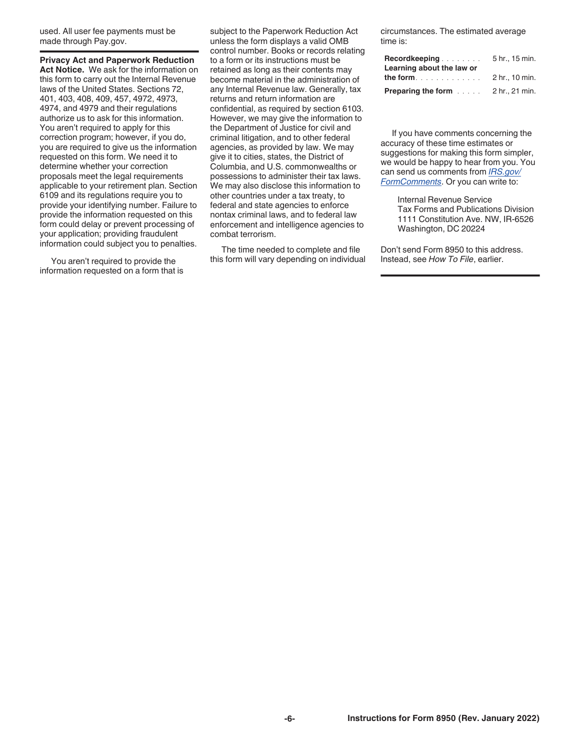used. All user fee payments must be made through Pay.gov.

**Privacy Act and Paperwork Reduction Act Notice.** We ask for the information on this form to carry out the Internal Revenue laws of the United States. Sections 72, 401, 403, 408, 409, 457, 4972, 4973, 4974, and 4979 and their regulations authorize us to ask for this information. You aren't required to apply for this correction program; however, if you do, you are required to give us the information requested on this form. We need it to determine whether your correction proposals meet the legal requirements applicable to your retirement plan. Section 6109 and its regulations require you to provide your identifying number. Failure to provide the information requested on this form could delay or prevent processing of your application; providing fraudulent information could subject you to penalties.

You aren't required to provide the information requested on a form that is subject to the Paperwork Reduction Act unless the form displays a valid OMB control number. Books or records relating to a form or its instructions must be retained as long as their contents may become material in the administration of any Internal Revenue law. Generally, tax returns and return information are confidential, as required by section 6103. However, we may give the information to the Department of Justice for civil and criminal litigation, and to other federal agencies, as provided by law. We may give it to cities, states, the District of Columbia, and U.S. commonwealths or possessions to administer their tax laws. We may also disclose this information to other countries under a tax treaty, to federal and state agencies to enforce nontax criminal laws, and to federal law enforcement and intelligence agencies to combat terrorism.

The time needed to complete and file this form will vary depending on individual circumstances. The estimated average time is:

| | |
|---|---|
| **Recordkeeping** | 5 hr., 15 min. |
| **Learning about the law or the form** | 2 hr., 10 min. |
| **Preparing the form** | 2 hr., 21 min. |

If you have comments concerning the accuracy of these time estimates or suggestions for making this form simpler, we would be happy to hear from you. You can send us comments from *IRS.gov/FormComments*. Or you can write to:

Internal Revenue Service
Tax Forms and Publications Division
1111 Constitution Ave. NW, IR-6526
Washington, DC 20224

Don't send Form 8950 to this address. Instead, see *How To File*, earlier.